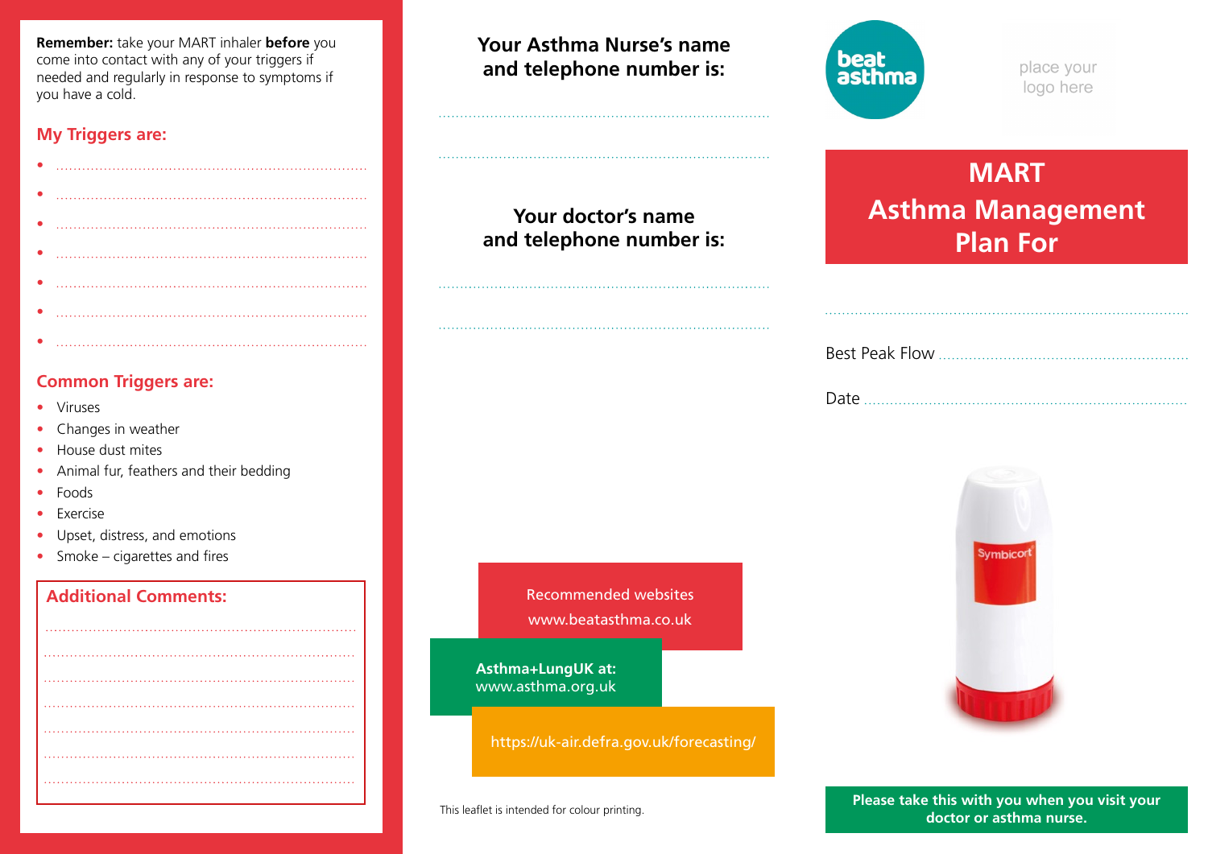**Remember:** take your MART inhaler **before** you come into contact with any of your triggers if needed and regularly in response to symptoms if you have a cold.

## My Triggers are:

- ........................................................................
- ........................................................................
- ........................................................................
- ........................................................................
- ........................................................................
- ........................................................................
- ........................................................................

## Common Triggers are:

- Viruses
- Changes in weather
- House dust mites
- Animal fur, feathers and their bedding
- Foods
- Exercise
- Upset, distress, and emotions
- Smoke – cigarettes and fires

## Additional Comments:

........................................................................

........................................................................

........................................................................

........................................................................

........................................................................

........................................................................

........................................................................

## Your Asthma Nurse's name and telephone number is:

........................................................................

........................................................................

## Your doctor's name and telephone number is:

........................................................................

........................................................................

Recommended websites
www.beatasthma.co.uk

**Asthma+LungUK at:**
www.asthma.org.uk

https://uk-air.defra.gov.uk/forecasting/

This leaflet is intended for colour printing.

beat asthma

place your logo here

# MART Asthma Management Plan For

........................................................................

Best Peak Flow ........................................................

Date ........................................................................

Symbicort

**Please take this with you when you visit your doctor or asthma nurse.**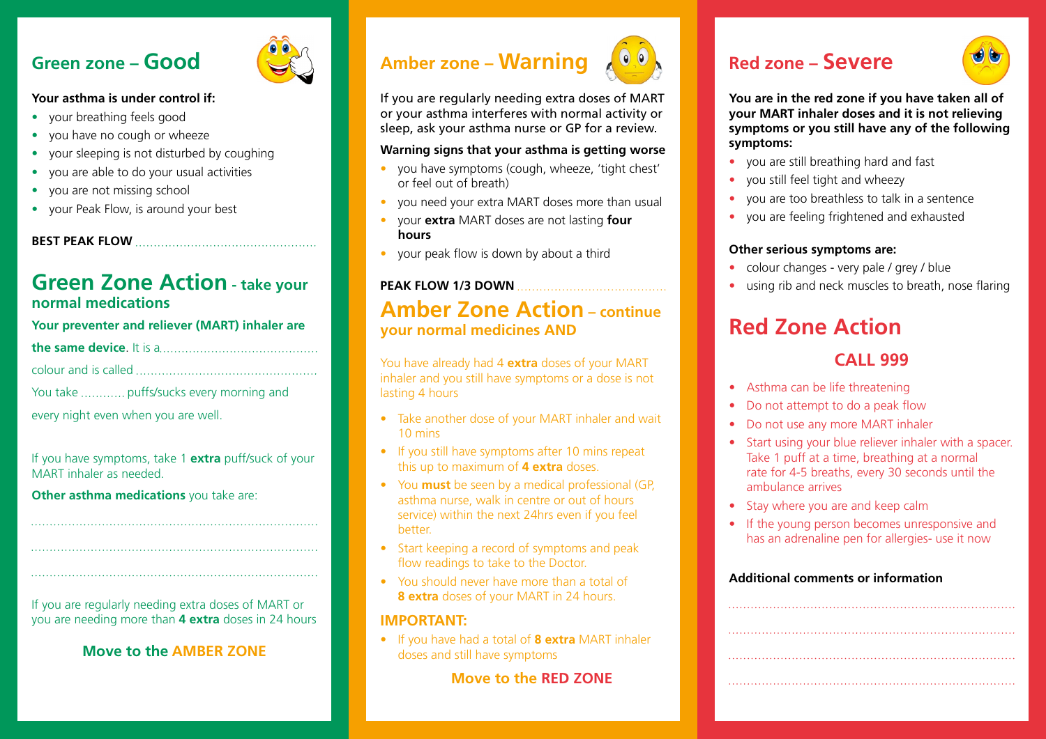## Green zone – Good

**Your asthma is under control if:**

- your breathing feels good
- you have no cough or wheeze
- your sleeping is not disturbed by coughing
- you are able to do your usual activities
- you are not missing school
- your Peak Flow, is around your best

**BEST PEAK FLOW** ..................................................

## Green Zone Action - take your normal medications

**Your preventer and reliever (MART) inhaler are the same device**. It is a..........................................

colour and is called ................................................

You take ............ puffs/sucks every morning and every night even when you are well.

If you have symptoms, take 1 **extra** puff/suck of your MART inhaler as needed.

**Other asthma medications** you take are:

..............................................................................

..............................................................................

..............................................................................

If you are regularly needing extra doses of MART or you are needing more than **4 extra** doses in 24 hours

**Move to the AMBER ZONE**

## Amber zone – Warning

If you are regularly needing extra doses of MART or your asthma interferes with normal activity or sleep, ask your asthma nurse or GP for a review.

**Warning signs that your asthma is getting worse**

- you have symptoms (cough, wheeze, 'tight chest' or feel out of breath)
- you need your extra MART doses more than usual
- your **extra** MART doses are not lasting **four hours**
- your peak flow is down by about a third

**PEAK FLOW 1/3 DOWN** .......................................

## Amber Zone Action – continue your normal medicines AND

You have already had 4 **extra** doses of your MART inhaler and you still have symptoms or a dose is not lasting 4 hours

- Take another dose of your MART inhaler and wait 10 mins
- If you still have symptoms after 10 mins repeat this up to maximum of **4 extra** doses.
- You **must** be seen by a medical professional (GP, asthma nurse, walk in centre or out of hours service) within the next 24hrs even if you feel better.
- Start keeping a record of symptoms and peak flow readings to take to the Doctor.
- You should never have more than a total of **8 extra** doses of your MART in 24 hours.

### IMPORTANT:

- If you have had a total of **8 extra** MART inhaler doses and still have symptoms

**Move to the RED ZONE**

## Red zone – Severe

**You are in the red zone if you have taken all of your MART inhaler doses and it is not relieving symptoms or you still have any of the following symptoms:**

- you are still breathing hard and fast
- you still feel tight and wheezy
- you are too breathless to talk in a sentence
- you are feeling frightened and exhausted

**Other serious symptoms are:**

- colour changes - very pale / grey / blue
- using rib and neck muscles to breath, nose flaring

## Red Zone Action

### CALL 999

- Asthma can be life threatening
- Do not attempt to do a peak flow
- Do not use any more MART inhaler
- Start using your blue reliever inhaler with a spacer. Take 1 puff at a time, breathing at a normal rate for 4-5 breaths, every 30 seconds until the ambulance arrives
- Stay where you are and keep calm
- If the young person becomes unresponsive and has an adrenaline pen for allergies- use it now

**Additional comments or information**

..............................................................................

..............................................................................

..............................................................................

..............................................................................